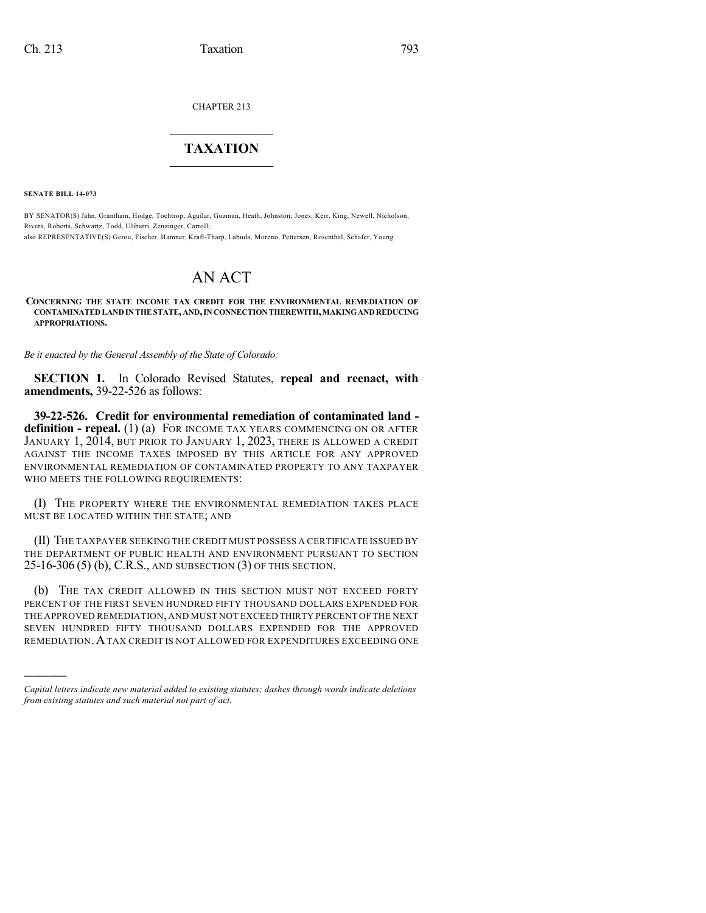CHAPTER 213

# TAXATION

**SENATE BILL 14-073**

BY SENATOR(S) Jahn, Grantham, Hodge, Tochtrop, Aguilar, Guzman, Heath, Johnston, Jones, Kerr, King, Newell, Nicholson, Rivera, Roberts, Schwartz, Todd, Ulibarri, Zenzinger, Carroll;
also REPRESENTATIVE(S) Gerou, Fischer, Hamner, Kraft-Tharp, Labuda, Moreno, Pettersen, Rosenthal, Schafer, Young.

# AN ACT

**CONCERNING THE STATE INCOME TAX CREDIT FOR THE ENVIRONMENTAL REMEDIATION OF CONTAMINATED LAND IN THE STATE, AND, IN CONNECTION THEREWITH, MAKING AND REDUCING APPROPRIATIONS.**

*Be it enacted by the General Assembly of the State of Colorado:*

**SECTION 1.** In Colorado Revised Statutes, **repeal and reenact, with amendments,** 39-22-526 as follows:

**39-22-526. Credit for environmental remediation of contaminated land - definition - repeal.** (1) (a) FOR INCOME TAX YEARS COMMENCING ON OR AFTER JANUARY 1, 2014, BUT PRIOR TO JANUARY 1, 2023, THERE IS ALLOWED A CREDIT AGAINST THE INCOME TAXES IMPOSED BY THIS ARTICLE FOR ANY APPROVED ENVIRONMENTAL REMEDIATION OF CONTAMINATED PROPERTY TO ANY TAXPAYER WHO MEETS THE FOLLOWING REQUIREMENTS:

(I) THE PROPERTY WHERE THE ENVIRONMENTAL REMEDIATION TAKES PLACE MUST BE LOCATED WITHIN THE STATE; AND

(II) THE TAXPAYER SEEKING THE CREDIT MUST POSSESS A CERTIFICATE ISSUED BY THE DEPARTMENT OF PUBLIC HEALTH AND ENVIRONMENT PURSUANT TO SECTION 25-16-306 (5) (b), C.R.S., AND SUBSECTION (3) OF THIS SECTION.

(b) THE TAX CREDIT ALLOWED IN THIS SECTION MUST NOT EXCEED FORTY PERCENT OF THE FIRST SEVEN HUNDRED FIFTY THOUSAND DOLLARS EXPENDED FOR THE APPROVED REMEDIATION, AND MUST NOT EXCEED THIRTY PERCENT OF THE NEXT SEVEN HUNDRED FIFTY THOUSAND DOLLARS EXPENDED FOR THE APPROVED REMEDIATION. A TAX CREDIT IS NOT ALLOWED FOR EXPENDITURES EXCEEDING ONE

*Capital letters indicate new material added to existing statutes; dashes through words indicate deletions from existing statutes and such material not part of act.*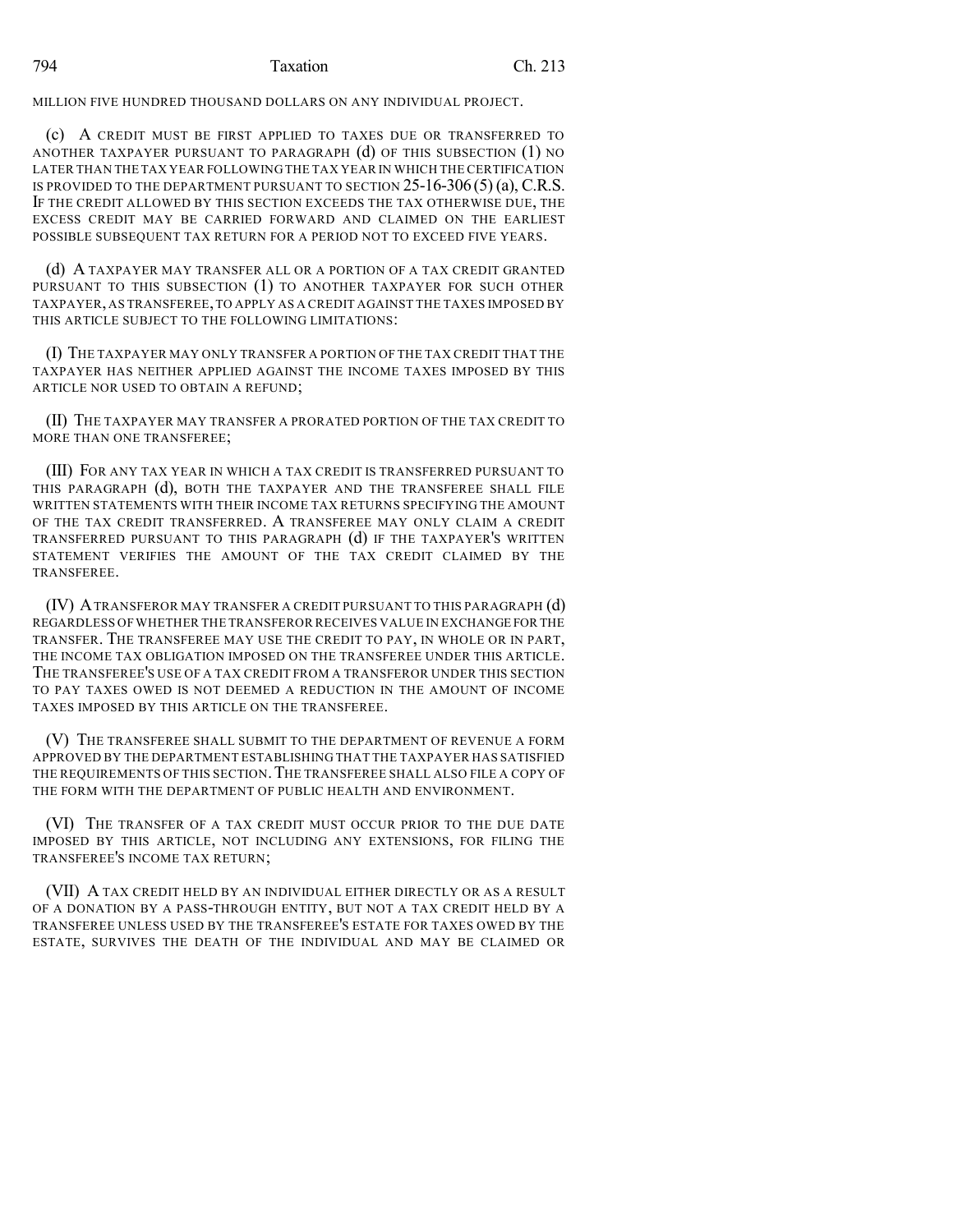MILLION FIVE HUNDRED THOUSAND DOLLARS ON ANY INDIVIDUAL PROJECT.

(c) A CREDIT MUST BE FIRST APPLIED TO TAXES DUE OR TRANSFERRED TO ANOTHER TAXPAYER PURSUANT TO PARAGRAPH (d) OF THIS SUBSECTION (1) NO LATER THAN THE TAX YEAR FOLLOWING THE TAX YEAR IN WHICH THE CERTIFICATION IS PROVIDED TO THE DEPARTMENT PURSUANT TO SECTION 25-16-306 (5) (a), C.R.S. IF THE CREDIT ALLOWED BY THIS SECTION EXCEEDS THE TAX OTHERWISE DUE, THE EXCESS CREDIT MAY BE CARRIED FORWARD AND CLAIMED ON THE EARLIEST POSSIBLE SUBSEQUENT TAX RETURN FOR A PERIOD NOT TO EXCEED FIVE YEARS.

(d) A TAXPAYER MAY TRANSFER ALL OR A PORTION OF A TAX CREDIT GRANTED PURSUANT TO THIS SUBSECTION (1) TO ANOTHER TAXPAYER FOR SUCH OTHER TAXPAYER, AS TRANSFEREE, TO APPLY AS A CREDIT AGAINST THE TAXES IMPOSED BY THIS ARTICLE SUBJECT TO THE FOLLOWING LIMITATIONS:

(I) THE TAXPAYER MAY ONLY TRANSFER A PORTION OF THE TAX CREDIT THAT THE TAXPAYER HAS NEITHER APPLIED AGAINST THE INCOME TAXES IMPOSED BY THIS ARTICLE NOR USED TO OBTAIN A REFUND;

(II) THE TAXPAYER MAY TRANSFER A PRORATED PORTION OF THE TAX CREDIT TO MORE THAN ONE TRANSFEREE;

(III) FOR ANY TAX YEAR IN WHICH A TAX CREDIT IS TRANSFERRED PURSUANT TO THIS PARAGRAPH (d), BOTH THE TAXPAYER AND THE TRANSFEREE SHALL FILE WRITTEN STATEMENTS WITH THEIR INCOME TAX RETURNS SPECIFYING THE AMOUNT OF THE TAX CREDIT TRANSFERRED. A TRANSFEREE MAY ONLY CLAIM A CREDIT TRANSFERRED PURSUANT TO THIS PARAGRAPH (d) IF THE TAXPAYER'S WRITTEN STATEMENT VERIFIES THE AMOUNT OF THE TAX CREDIT CLAIMED BY THE TRANSFEREE.

(IV) A TRANSFEROR MAY TRANSFER A CREDIT PURSUANT TO THIS PARAGRAPH (d) REGARDLESS OF WHETHER THE TRANSFEROR RECEIVES VALUE IN EXCHANGE FOR THE TRANSFER. THE TRANSFEREE MAY USE THE CREDIT TO PAY, IN WHOLE OR IN PART, THE INCOME TAX OBLIGATION IMPOSED ON THE TRANSFEREE UNDER THIS ARTICLE. THE TRANSFEREE'S USE OF A TAX CREDIT FROM A TRANSFEROR UNDER THIS SECTION TO PAY TAXES OWED IS NOT DEEMED A REDUCTION IN THE AMOUNT OF INCOME TAXES IMPOSED BY THIS ARTICLE ON THE TRANSFEREE.

(V) THE TRANSFEREE SHALL SUBMIT TO THE DEPARTMENT OF REVENUE A FORM APPROVED BY THE DEPARTMENT ESTABLISHING THAT THE TAXPAYER HAS SATISFIED THE REQUIREMENTS OF THIS SECTION. THE TRANSFEREE SHALL ALSO FILE A COPY OF THE FORM WITH THE DEPARTMENT OF PUBLIC HEALTH AND ENVIRONMENT.

(VI) THE TRANSFER OF A TAX CREDIT MUST OCCUR PRIOR TO THE DUE DATE IMPOSED BY THIS ARTICLE, NOT INCLUDING ANY EXTENSIONS, FOR FILING THE TRANSFEREE'S INCOME TAX RETURN;

(VII) A TAX CREDIT HELD BY AN INDIVIDUAL EITHER DIRECTLY OR AS A RESULT OF A DONATION BY A PASS-THROUGH ENTITY, BUT NOT A TAX CREDIT HELD BY A TRANSFEREE UNLESS USED BY THE TRANSFEREE'S ESTATE FOR TAXES OWED BY THE ESTATE, SURVIVES THE DEATH OF THE INDIVIDUAL AND MAY BE CLAIMED OR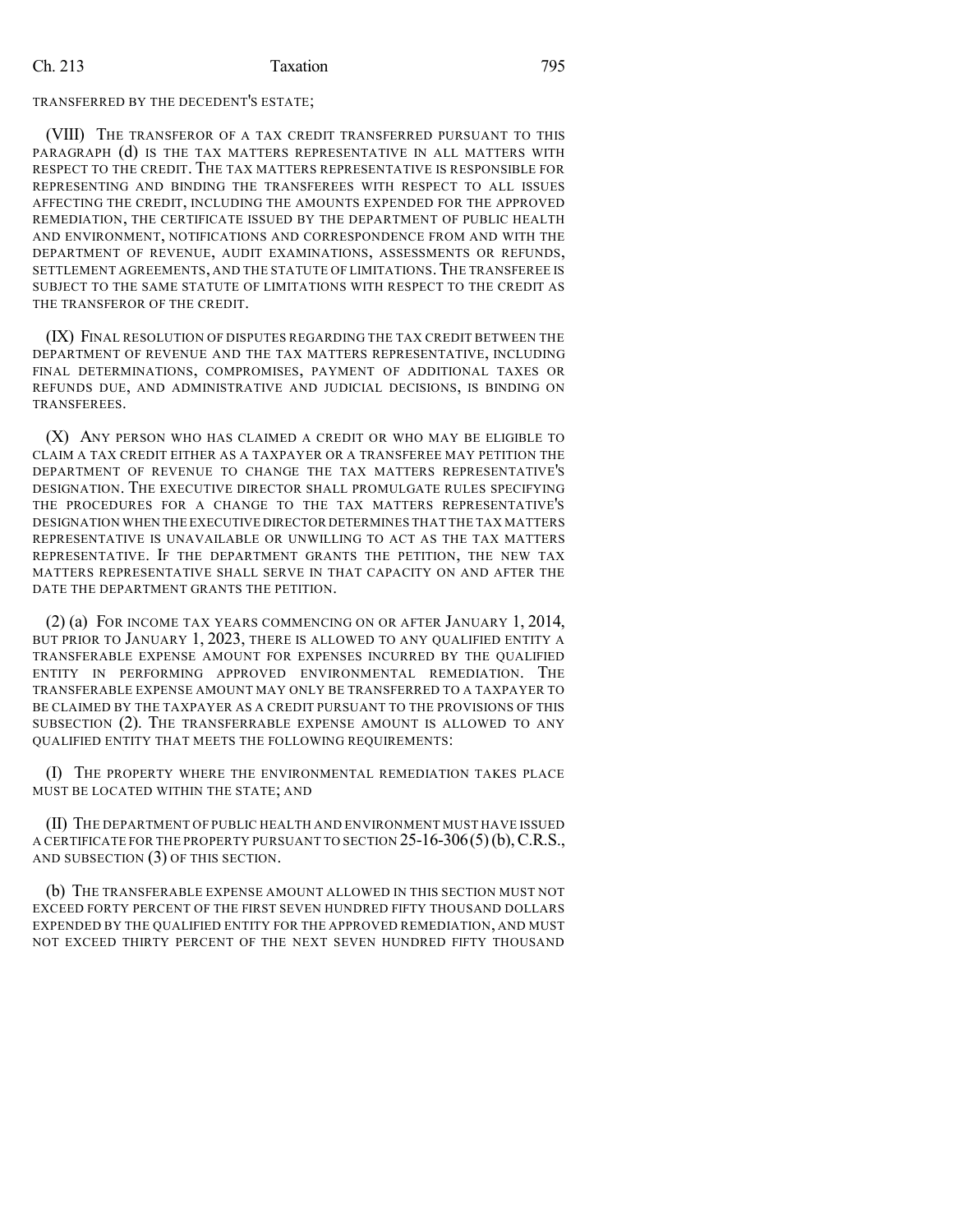TRANSFERRED BY THE DECEDENT'S ESTATE;

(VIII) THE TRANSFEROR OF A TAX CREDIT TRANSFERRED PURSUANT TO THIS PARAGRAPH (d) IS THE TAX MATTERS REPRESENTATIVE IN ALL MATTERS WITH RESPECT TO THE CREDIT. THE TAX MATTERS REPRESENTATIVE IS RESPONSIBLE FOR REPRESENTING AND BINDING THE TRANSFEREES WITH RESPECT TO ALL ISSUES AFFECTING THE CREDIT, INCLUDING THE AMOUNTS EXPENDED FOR THE APPROVED REMEDIATION, THE CERTIFICATE ISSUED BY THE DEPARTMENT OF PUBLIC HEALTH AND ENVIRONMENT, NOTIFICATIONS AND CORRESPONDENCE FROM AND WITH THE DEPARTMENT OF REVENUE, AUDIT EXAMINATIONS, ASSESSMENTS OR REFUNDS, SETTLEMENT AGREEMENTS, AND THE STATUTE OF LIMITATIONS. THE TRANSFEREE IS SUBJECT TO THE SAME STATUTE OF LIMITATIONS WITH RESPECT TO THE CREDIT AS THE TRANSFEROR OF THE CREDIT.

(IX) FINAL RESOLUTION OF DISPUTES REGARDING THE TAX CREDIT BETWEEN THE DEPARTMENT OF REVENUE AND THE TAX MATTERS REPRESENTATIVE, INCLUDING FINAL DETERMINATIONS, COMPROMISES, PAYMENT OF ADDITIONAL TAXES OR REFUNDS DUE, AND ADMINISTRATIVE AND JUDICIAL DECISIONS, IS BINDING ON TRANSFEREES.

(X) ANY PERSON WHO HAS CLAIMED A CREDIT OR WHO MAY BE ELIGIBLE TO CLAIM A TAX CREDIT EITHER AS A TAXPAYER OR A TRANSFEREE MAY PETITION THE DEPARTMENT OF REVENUE TO CHANGE THE TAX MATTERS REPRESENTATIVE'S DESIGNATION. THE EXECUTIVE DIRECTOR SHALL PROMULGATE RULES SPECIFYING THE PROCEDURES FOR A CHANGE TO THE TAX MATTERS REPRESENTATIVE'S DESIGNATION WHEN THE EXECUTIVE DIRECTOR DETERMINES THAT THE TAX MATTERS REPRESENTATIVE IS UNAVAILABLE OR UNWILLING TO ACT AS THE TAX MATTERS REPRESENTATIVE. IF THE DEPARTMENT GRANTS THE PETITION, THE NEW TAX MATTERS REPRESENTATIVE SHALL SERVE IN THAT CAPACITY ON AND AFTER THE DATE THE DEPARTMENT GRANTS THE PETITION.

(2) (a) FOR INCOME TAX YEARS COMMENCING ON OR AFTER JANUARY 1, 2014, BUT PRIOR TO JANUARY 1, 2023, THERE IS ALLOWED TO ANY QUALIFIED ENTITY A TRANSFERABLE EXPENSE AMOUNT FOR EXPENSES INCURRED BY THE QUALIFIED ENTITY IN PERFORMING APPROVED ENVIRONMENTAL REMEDIATION. THE TRANSFERABLE EXPENSE AMOUNT MAY ONLY BE TRANSFERRED TO A TAXPAYER TO BE CLAIMED BY THE TAXPAYER AS A CREDIT PURSUANT TO THE PROVISIONS OF THIS SUBSECTION (2). THE TRANSFERRABLE EXPENSE AMOUNT IS ALLOWED TO ANY QUALIFIED ENTITY THAT MEETS THE FOLLOWING REQUIREMENTS:

(I) THE PROPERTY WHERE THE ENVIRONMENTAL REMEDIATION TAKES PLACE MUST BE LOCATED WITHIN THE STATE; AND

(II) THE DEPARTMENT OF PUBLIC HEALTH AND ENVIRONMENT MUST HAVE ISSUED A CERTIFICATE FOR THE PROPERTY PURSUANT TO SECTION 25-16-306 (5) (b), C.R.S., AND SUBSECTION (3) OF THIS SECTION.

(b) THE TRANSFERABLE EXPENSE AMOUNT ALLOWED IN THIS SECTION MUST NOT EXCEED FORTY PERCENT OF THE FIRST SEVEN HUNDRED FIFTY THOUSAND DOLLARS EXPENDED BY THE QUALIFIED ENTITY FOR THE APPROVED REMEDIATION, AND MUST NOT EXCEED THIRTY PERCENT OF THE NEXT SEVEN HUNDRED FIFTY THOUSAND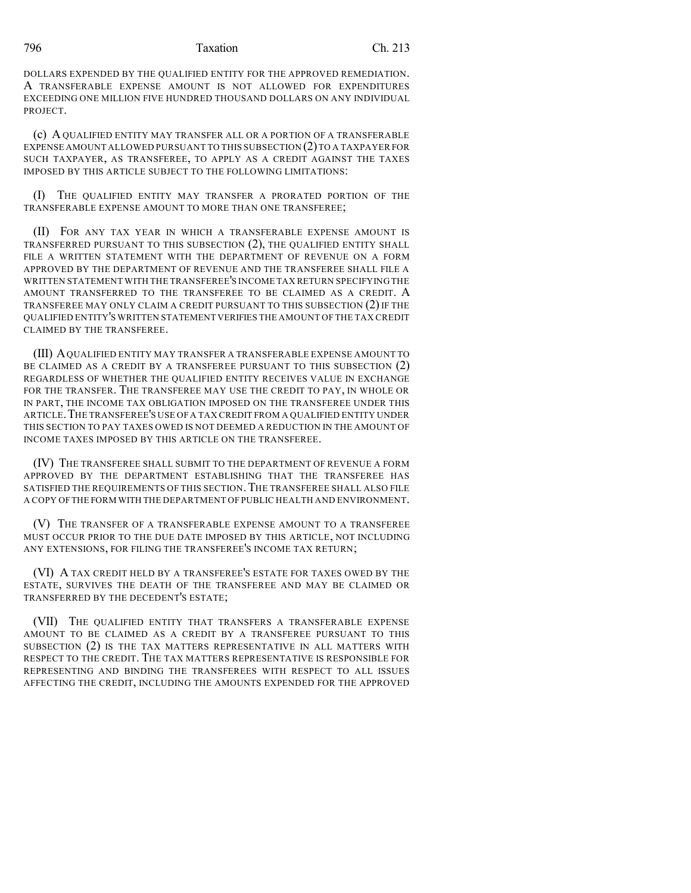DOLLARS EXPENDED BY THE QUALIFIED ENTITY FOR THE APPROVED REMEDIATION. A TRANSFERABLE EXPENSE AMOUNT IS NOT ALLOWED FOR EXPENDITURES EXCEEDING ONE MILLION FIVE HUNDRED THOUSAND DOLLARS ON ANY INDIVIDUAL PROJECT.

(c) A QUALIFIED ENTITY MAY TRANSFER ALL OR A PORTION OF A TRANSFERABLE EXPENSE AMOUNT ALLOWED PURSUANT TO THIS SUBSECTION (2) TO A TAXPAYER FOR SUCH TAXPAYER, AS TRANSFEREE, TO APPLY AS A CREDIT AGAINST THE TAXES IMPOSED BY THIS ARTICLE SUBJECT TO THE FOLLOWING LIMITATIONS:

(I) THE QUALIFIED ENTITY MAY TRANSFER A PRORATED PORTION OF THE TRANSFERABLE EXPENSE AMOUNT TO MORE THAN ONE TRANSFEREE;

(II) FOR ANY TAX YEAR IN WHICH A TRANSFERABLE EXPENSE AMOUNT IS TRANSFERRED PURSUANT TO THIS SUBSECTION (2), THE QUALIFIED ENTITY SHALL FILE A WRITTEN STATEMENT WITH THE DEPARTMENT OF REVENUE ON A FORM APPROVED BY THE DEPARTMENT OF REVENUE AND THE TRANSFEREE SHALL FILE A WRITTEN STATEMENT WITH THE TRANSFEREE'S INCOME TAX RETURN SPECIFYING THE AMOUNT TRANSFERRED TO THE TRANSFEREE TO BE CLAIMED AS A CREDIT. A TRANSFEREE MAY ONLY CLAIM A CREDIT PURSUANT TO THIS SUBSECTION (2) IF THE QUALIFIED ENTITY'S WRITTEN STATEMENT VERIFIES THE AMOUNT OF THE TAX CREDIT CLAIMED BY THE TRANSFEREE.

(III) A QUALIFIED ENTITY MAY TRANSFER A TRANSFERABLE EXPENSE AMOUNT TO BE CLAIMED AS A CREDIT BY A TRANSFEREE PURSUANT TO THIS SUBSECTION (2) REGARDLESS OF WHETHER THE QUALIFIED ENTITY RECEIVES VALUE IN EXCHANGE FOR THE TRANSFER. THE TRANSFEREE MAY USE THE CREDIT TO PAY, IN WHOLE OR IN PART, THE INCOME TAX OBLIGATION IMPOSED ON THE TRANSFEREE UNDER THIS ARTICLE. THE TRANSFEREE'S USE OF A TAX CREDIT FROM A QUALIFIED ENTITY UNDER THIS SECTION TO PAY TAXES OWED IS NOT DEEMED A REDUCTION IN THE AMOUNT OF INCOME TAXES IMPOSED BY THIS ARTICLE ON THE TRANSFEREE.

(IV) THE TRANSFEREE SHALL SUBMIT TO THE DEPARTMENT OF REVENUE A FORM APPROVED BY THE DEPARTMENT ESTABLISHING THAT THE TRANSFEREE HAS SATISFIED THE REQUIREMENTS OF THIS SECTION. THE TRANSFEREE SHALL ALSO FILE A COPY OF THE FORM WITH THE DEPARTMENT OF PUBLIC HEALTH AND ENVIRONMENT.

(V) THE TRANSFER OF A TRANSFERABLE EXPENSE AMOUNT TO A TRANSFEREE MUST OCCUR PRIOR TO THE DUE DATE IMPOSED BY THIS ARTICLE, NOT INCLUDING ANY EXTENSIONS, FOR FILING THE TRANSFEREE'S INCOME TAX RETURN;

(VI) A TAX CREDIT HELD BY A TRANSFEREE'S ESTATE FOR TAXES OWED BY THE ESTATE, SURVIVES THE DEATH OF THE TRANSFEREE AND MAY BE CLAIMED OR TRANSFERRED BY THE DECEDENT'S ESTATE;

(VII) THE QUALIFIED ENTITY THAT TRANSFERS A TRANSFERABLE EXPENSE AMOUNT TO BE CLAIMED AS A CREDIT BY A TRANSFEREE PURSUANT TO THIS SUBSECTION (2) IS THE TAX MATTERS REPRESENTATIVE IN ALL MATTERS WITH RESPECT TO THE CREDIT. THE TAX MATTERS REPRESENTATIVE IS RESPONSIBLE FOR REPRESENTING AND BINDING THE TRANSFEREES WITH RESPECT TO ALL ISSUES AFFECTING THE CREDIT, INCLUDING THE AMOUNTS EXPENDED FOR THE APPROVED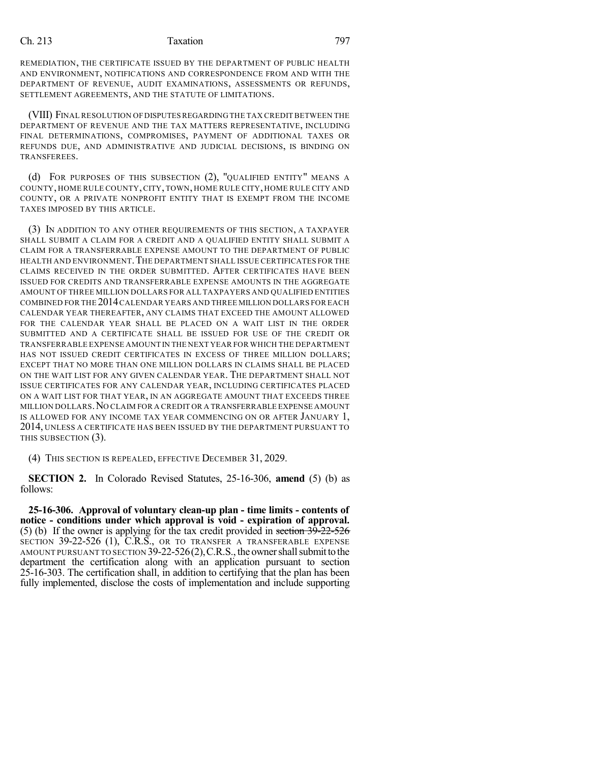REMEDIATION, THE CERTIFICATE ISSUED BY THE DEPARTMENT OF PUBLIC HEALTH AND ENVIRONMENT, NOTIFICATIONS AND CORRESPONDENCE FROM AND WITH THE DEPARTMENT OF REVENUE, AUDIT EXAMINATIONS, ASSESSMENTS OR REFUNDS, SETTLEMENT AGREEMENTS, AND THE STATUTE OF LIMITATIONS.

(VIII) FINAL RESOLUTION OF DISPUTES REGARDING THE TAX CREDIT BETWEEN THE DEPARTMENT OF REVENUE AND THE TAX MATTERS REPRESENTATIVE, INCLUDING FINAL DETERMINATIONS, COMPROMISES, PAYMENT OF ADDITIONAL TAXES OR REFUNDS DUE, AND ADMINISTRATIVE AND JUDICIAL DECISIONS, IS BINDING ON TRANSFEREES.

(d) FOR PURPOSES OF THIS SUBSECTION (2), "QUALIFIED ENTITY" MEANS A COUNTY, HOME RULE COUNTY, CITY, TOWN, HOME RULE CITY, HOME RULE CITY AND COUNTY, OR A PRIVATE NONPROFIT ENTITY THAT IS EXEMPT FROM THE INCOME TAXES IMPOSED BY THIS ARTICLE.

(3) IN ADDITION TO ANY OTHER REQUIREMENTS OF THIS SECTION, A TAXPAYER SHALL SUBMIT A CLAIM FOR A CREDIT AND A QUALIFIED ENTITY SHALL SUBMIT A CLAIM FOR A TRANSFERRABLE EXPENSE AMOUNT TO THE DEPARTMENT OF PUBLIC HEALTH AND ENVIRONMENT. THE DEPARTMENT SHALL ISSUE CERTIFICATES FOR THE CLAIMS RECEIVED IN THE ORDER SUBMITTED. AFTER CERTIFICATES HAVE BEEN ISSUED FOR CREDITS AND TRANSFERRABLE EXPENSE AMOUNTS IN THE AGGREGATE AMOUNT OF THREE MILLION DOLLARS FOR ALL TAXPAYERS AND QUALIFIED ENTITIES COMBINED FOR THE 2014 CALENDAR YEARS AND THREE MILLION DOLLARS FOR EACH CALENDAR YEAR THEREAFTER, ANY CLAIMS THAT EXCEED THE AMOUNT ALLOWED FOR THE CALENDAR YEAR SHALL BE PLACED ON A WAIT LIST IN THE ORDER SUBMITTED AND A CERTIFICATE SHALL BE ISSUED FOR USE OF THE CREDIT OR TRANSFERRABLE EXPENSE AMOUNT IN THE NEXT YEAR FOR WHICH THE DEPARTMENT HAS NOT ISSUED CREDIT CERTIFICATES IN EXCESS OF THREE MILLION DOLLARS; EXCEPT THAT NO MORE THAN ONE MILLION DOLLARS IN CLAIMS SHALL BE PLACED ON THE WAIT LIST FOR ANY GIVEN CALENDAR YEAR. THE DEPARTMENT SHALL NOT ISSUE CERTIFICATES FOR ANY CALENDAR YEAR, INCLUDING CERTIFICATES PLACED ON A WAIT LIST FOR THAT YEAR, IN AN AGGREGATE AMOUNT THAT EXCEEDS THREE MILLION DOLLARS. NO CLAIM FOR A CREDIT OR A TRANSFERRABLE EXPENSE AMOUNT IS ALLOWED FOR ANY INCOME TAX YEAR COMMENCING ON OR AFTER JANUARY 1, 2014, UNLESS A CERTIFICATE HAS BEEN ISSUED BY THE DEPARTMENT PURSUANT TO THIS SUBSECTION (3).

(4) THIS SECTION IS REPEALED, EFFECTIVE DECEMBER 31, 2029.

**SECTION 2.** In Colorado Revised Statutes, 25-16-306, **amend** (5) (b) as follows:

**25-16-306. Approval of voluntary clean-up plan - time limits - contents of notice - conditions under which approval is void - expiration of approval.** (5) (b) If the owner is applying for the tax credit provided in ~~section 39-22-526~~ SECTION 39-22-526 (1), C.R.S., OR TO TRANSFER A TRANSFERABLE EXPENSE AMOUNT PURSUANT TO SECTION 39-22-526 (2), C.R.S., the owner shall submit to the department the certification along with an application pursuant to section 25-16-303. The certification shall, in addition to certifying that the plan has been fully implemented, disclose the costs of implementation and include supporting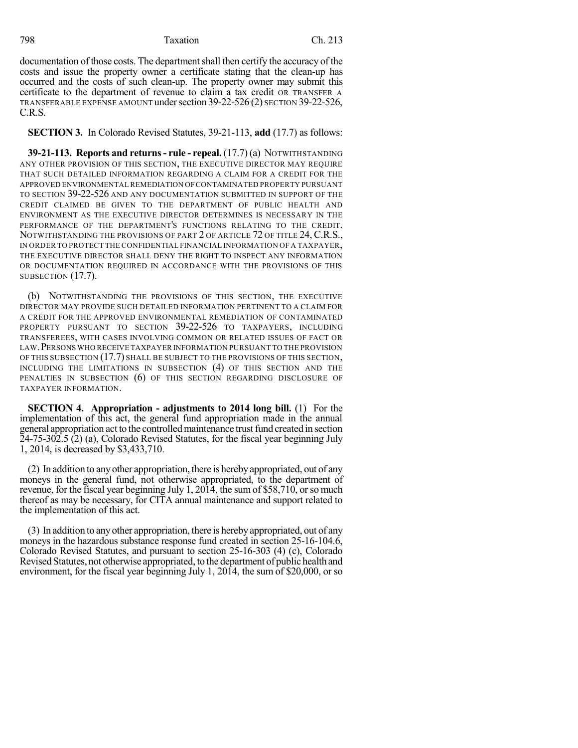documentation of those costs. The department shall then certify the accuracy of the costs and issue the property owner a certificate stating that the clean-up has occurred and the costs of such clean-up. The property owner may submit this certificate to the department of revenue to claim a tax credit OR TRANSFER A TRANSFERABLE EXPENSE AMOUNT under ~~section 39-22-526 (2)~~ SECTION 39-22-526, C.R.S.

**SECTION 3.** In Colorado Revised Statutes, 39-21-113, **add** (17.7) as follows:

**39-21-113. Reports and returns - rule - repeal.** (17.7) (a) NOTWITHSTANDING ANY OTHER PROVISION OF THIS SECTION, THE EXECUTIVE DIRECTOR MAY REQUIRE THAT SUCH DETAILED INFORMATION REGARDING A CLAIM FOR A CREDIT FOR THE APPROVED ENVIRONMENTAL REMEDIATION OF CONTAMINATED PROPERTY PURSUANT TO SECTION 39-22-526 AND ANY DOCUMENTATION SUBMITTED IN SUPPORT OF THE CREDIT CLAIMED BE GIVEN TO THE DEPARTMENT OF PUBLIC HEALTH AND ENVIRONMENT AS THE EXECUTIVE DIRECTOR DETERMINES IS NECESSARY IN THE PERFORMANCE OF THE DEPARTMENT'S FUNCTIONS RELATING TO THE CREDIT. NOTWITHSTANDING THE PROVISIONS OF PART 2 OF ARTICLE 72 OF TITLE 24, C.R.S., IN ORDER TO PROTECT THE CONFIDENTIAL FINANCIAL INFORMATION OF A TAXPAYER, THE EXECUTIVE DIRECTOR SHALL DENY THE RIGHT TO INSPECT ANY INFORMATION OR DOCUMENTATION REQUIRED IN ACCORDANCE WITH THE PROVISIONS OF THIS SUBSECTION (17.7).

(b) NOTWITHSTANDING THE PROVISIONS OF THIS SECTION, THE EXECUTIVE DIRECTOR MAY PROVIDE SUCH DETAILED INFORMATION PERTINENT TO A CLAIM FOR A CREDIT FOR THE APPROVED ENVIRONMENTAL REMEDIATION OF CONTAMINATED PROPERTY PURSUANT TO SECTION 39-22-526 TO TAXPAYERS, INCLUDING TRANSFEREES, WITH CASES INVOLVING COMMON OR RELATED ISSUES OF FACT OR LAW. PERSONS WHO RECEIVE TAXPAYER INFORMATION PURSUANT TO THE PROVISION OF THIS SUBSECTION (17.7) SHALL BE SUBJECT TO THE PROVISIONS OF THIS SECTION, INCLUDING THE LIMITATIONS IN SUBSECTION (4) OF THIS SECTION AND THE PENALTIES IN SUBSECTION (6) OF THIS SECTION REGARDING DISCLOSURE OF TAXPAYER INFORMATION.

**SECTION 4. Appropriation - adjustments to 2014 long bill.** (1) For the implementation of this act, the general fund appropriation made in the annual general appropriation act to the controlled maintenance trust fund created in section 24-75-302.5 (2) (a), Colorado Revised Statutes, for the fiscal year beginning July 1, 2014, is decreased by $3,433,710.

(2) In addition to any other appropriation, there is hereby appropriated, out of any moneys in the general fund, not otherwise appropriated, to the department of revenue, for the fiscal year beginning July 1, 2014, the sum of $58,710, or so much thereof as may be necessary, for CITA annual maintenance and support related to the implementation of this act.

(3) In addition to any other appropriation, there is hereby appropriated, out of any moneys in the hazardous substance response fund created in section 25-16-104.6, Colorado Revised Statutes, and pursuant to section 25-16-303 (4) (c), Colorado Revised Statutes, not otherwise appropriated, to the department of public health and environment, for the fiscal year beginning July 1, 2014, the sum of $20,000, or so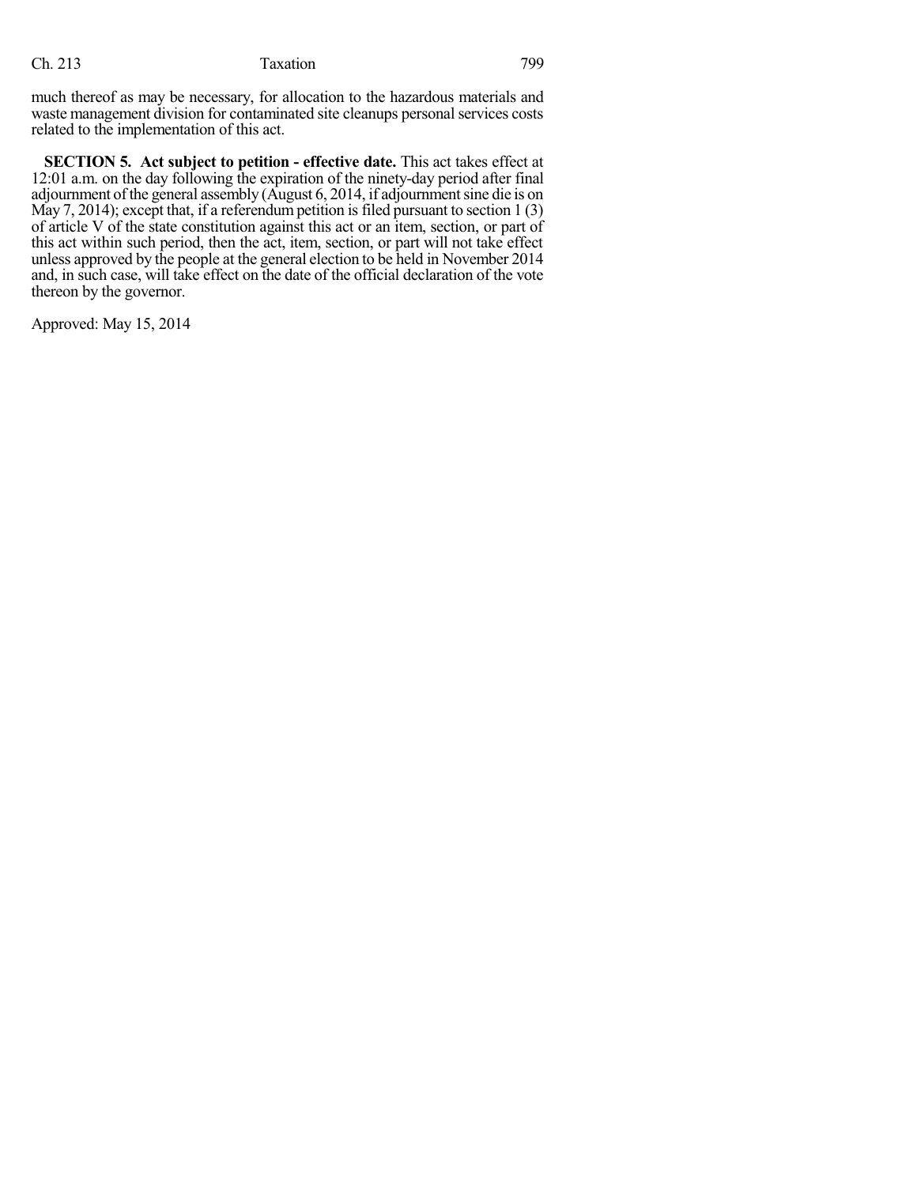much thereof as may be necessary, for allocation to the hazardous materials and waste management division for contaminated site cleanups personal services costs related to the implementation of this act.

**SECTION 5. Act subject to petition - effective date.** This act takes effect at 12:01 a.m. on the day following the expiration of the ninety-day period after final adjournment of the general assembly (August 6, 2014, if adjournment sine die is on May 7, 2014); except that, if a referendum petition is filed pursuant to section 1 (3) of article V of the state constitution against this act or an item, section, or part of this act within such period, then the act, item, section, or part will not take effect unless approved by the people at the general election to be held in November 2014 and, in such case, will take effect on the date of the official declaration of the vote thereon by the governor.

Approved: May 15, 2014